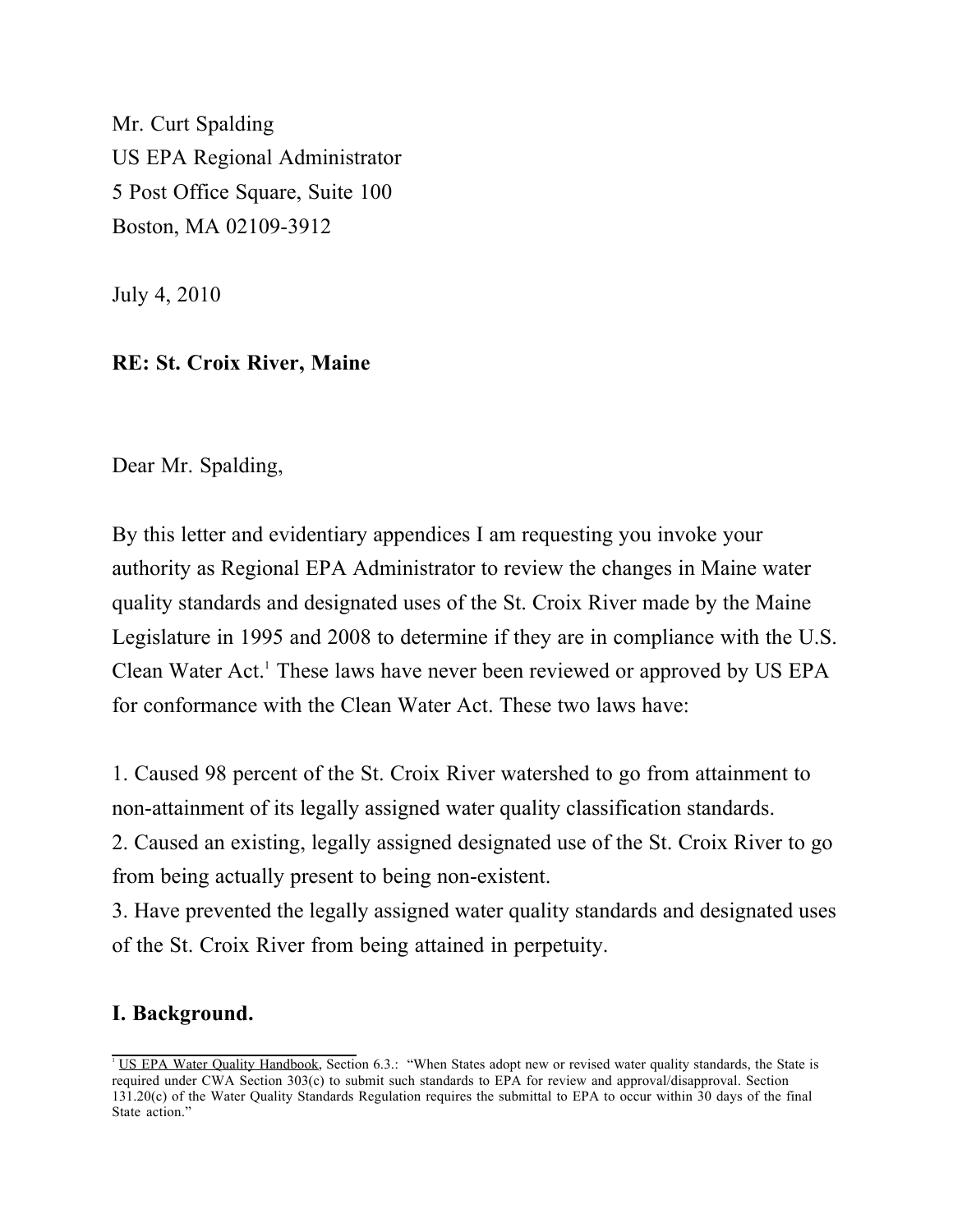Mr. Curt Spalding
US EPA Regional Administrator
5 Post Office Square, Suite 100
Boston, MA 02109-3912

July 4, 2010

**RE: St. Croix River, Maine**

Dear Mr. Spalding,

By this letter and evidentiary appendices I am requesting you invoke your authority as Regional EPA Administrator to review the changes in Maine water quality standards and designated uses of the St. Croix River made by the Maine Legislature in 1995 and 2008 to determine if they are in compliance with the U.S. Clean Water Act.[1] These laws have never been reviewed or approved by US EPA for conformance with the Clean Water Act. These two laws have:

1. Caused 98 percent of the St. Croix River watershed to go from attainment to non-attainment of its legally assigned water quality classification standards.
2. Caused an existing, legally assigned designated use of the St. Croix River to go from being actually present to being non-existent.
3. Have prevented the legally assigned water quality standards and designated uses of the St. Croix River from being attained in perpetuity.

## I. Background.

[1] US EPA Water Quality Handbook, Section 6.3.: "When States adopt new or revised water quality standards, the State is required under CWA Section 303(c) to submit such standards to EPA for review and approval/disapproval. Section 131.20(c) of the Water Quality Standards Regulation requires the submittal to EPA to occur within 30 days of the final State action."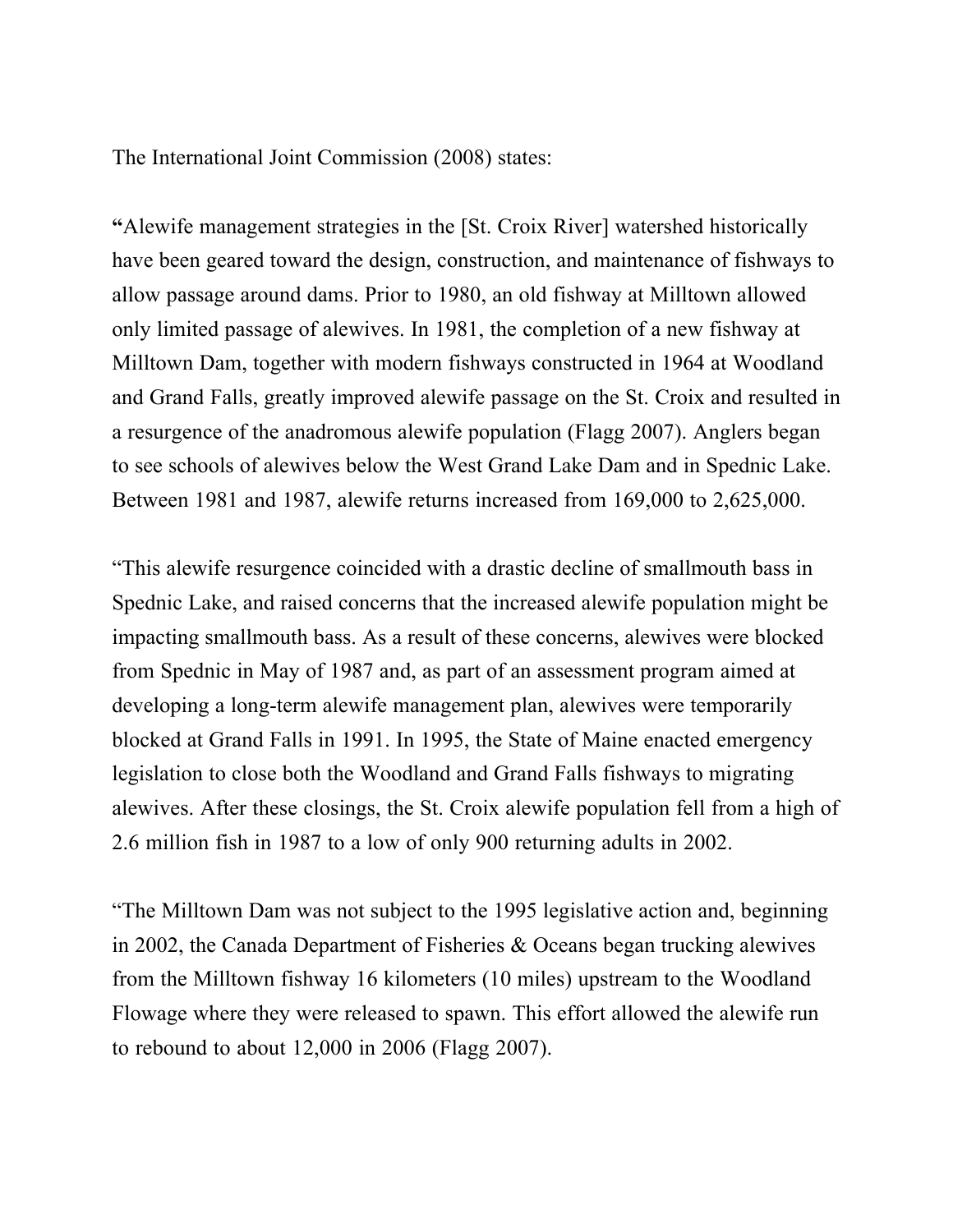The International Joint Commission (2008) states:

"Alewife management strategies in the [St. Croix River] watershed historically have been geared toward the design, construction, and maintenance of fishways to allow passage around dams. Prior to 1980, an old fishway at Milltown allowed only limited passage of alewives. In 1981, the completion of a new fishway at Milltown Dam, together with modern fishways constructed in 1964 at Woodland and Grand Falls, greatly improved alewife passage on the St. Croix and resulted in a resurgence of the anadromous alewife population (Flagg 2007). Anglers began to see schools of alewives below the West Grand Lake Dam and in Spednic Lake. Between 1981 and 1987, alewife returns increased from 169,000 to 2,625,000.

"This alewife resurgence coincided with a drastic decline of smallmouth bass in Spednic Lake, and raised concerns that the increased alewife population might be impacting smallmouth bass. As a result of these concerns, alewives were blocked from Spednic in May of 1987 and, as part of an assessment program aimed at developing a long-term alewife management plan, alewives were temporarily blocked at Grand Falls in 1991. In 1995, the State of Maine enacted emergency legislation to close both the Woodland and Grand Falls fishways to migrating alewives. After these closings, the St. Croix alewife population fell from a high of 2.6 million fish in 1987 to a low of only 900 returning adults in 2002.

"The Milltown Dam was not subject to the 1995 legislative action and, beginning in 2002, the Canada Department of Fisheries & Oceans began trucking alewives from the Milltown fishway 16 kilometers (10 miles) upstream to the Woodland Flowage where they were released to spawn. This effort allowed the alewife run to rebound to about 12,000 in 2006 (Flagg 2007).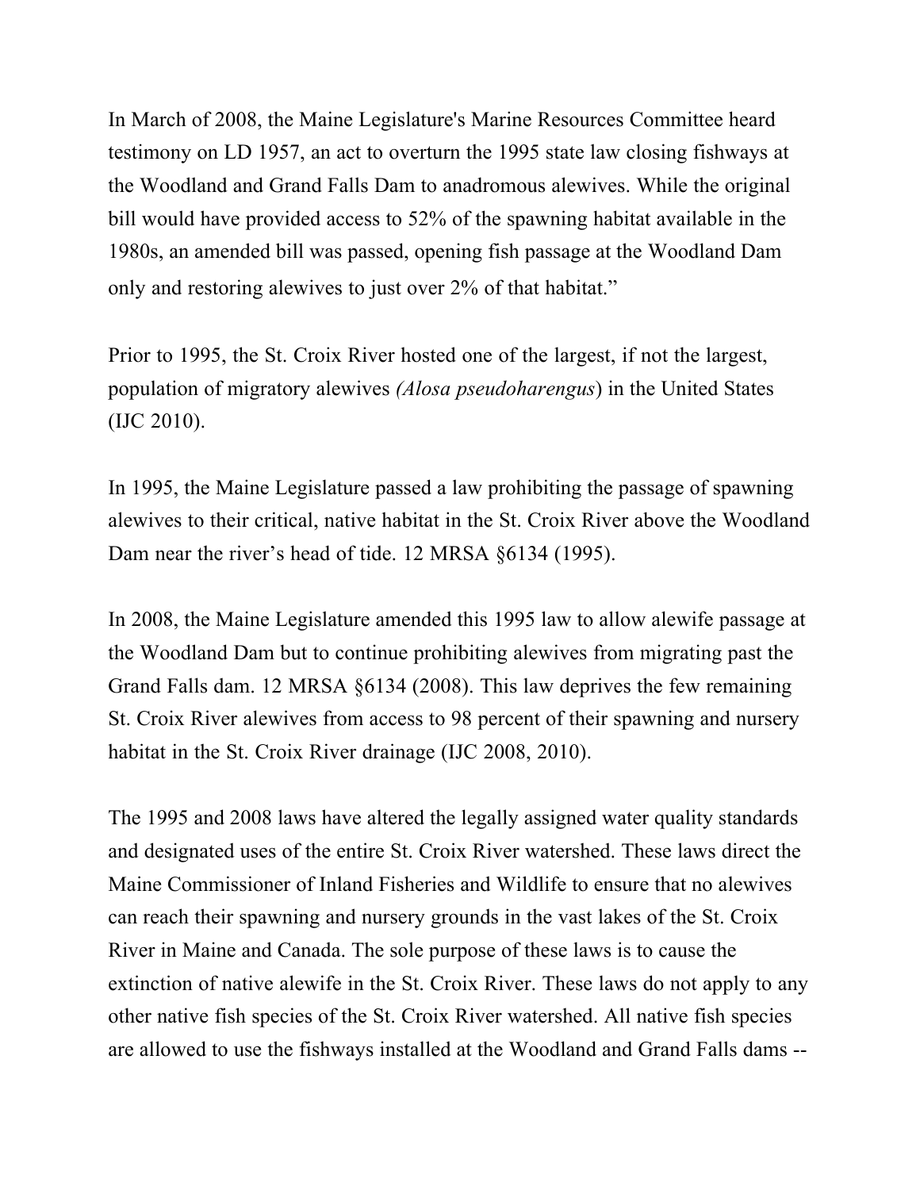In March of 2008, the Maine Legislature's Marine Resources Committee heard testimony on LD 1957, an act to overturn the 1995 state law closing fishways at the Woodland and Grand Falls Dam to anadromous alewives. While the original bill would have provided access to 52% of the spawning habitat available in the 1980s, an amended bill was passed, opening fish passage at the Woodland Dam only and restoring alewives to just over 2% of that habitat."

Prior to 1995, the St. Croix River hosted one of the largest, if not the largest, population of migratory alewives *(Alosa pseudoharengus*) in the United States (IJC 2010).

In 1995, the Maine Legislature passed a law prohibiting the passage of spawning alewives to their critical, native habitat in the St. Croix River above the Woodland Dam near the river's head of tide. 12 MRSA §6134 (1995).

In 2008, the Maine Legislature amended this 1995 law to allow alewife passage at the Woodland Dam but to continue prohibiting alewives from migrating past the Grand Falls dam. 12 MRSA §6134 (2008). This law deprives the few remaining St. Croix River alewives from access to 98 percent of their spawning and nursery habitat in the St. Croix River drainage (IJC 2008, 2010).

The 1995 and 2008 laws have altered the legally assigned water quality standards and designated uses of the entire St. Croix River watershed. These laws direct the Maine Commissioner of Inland Fisheries and Wildlife to ensure that no alewives can reach their spawning and nursery grounds in the vast lakes of the St. Croix River in Maine and Canada. The sole purpose of these laws is to cause the extinction of native alewife in the St. Croix River. These laws do not apply to any other native fish species of the St. Croix River watershed. All native fish species are allowed to use the fishways installed at the Woodland and Grand Falls dams --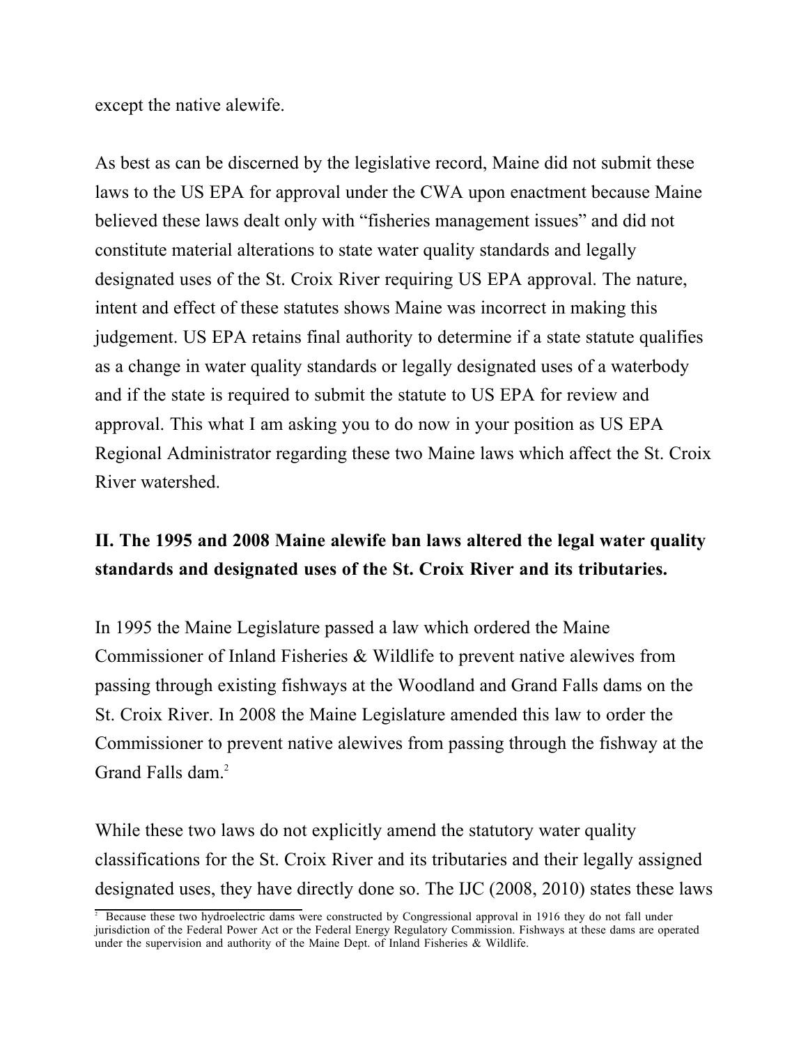except the native alewife.

As best as can be discerned by the legislative record, Maine did not submit these laws to the US EPA for approval under the CWA upon enactment because Maine believed these laws dealt only with “fisheries management issues” and did not constitute material alterations to state water quality standards and legally designated uses of the St. Croix River requiring US EPA approval. The nature, intent and effect of these statutes shows Maine was incorrect in making this judgement. US EPA retains final authority to determine if a state statute qualifies as a change in water quality standards or legally designated uses of a waterbody and if the state is required to submit the statute to US EPA for review and approval. This what I am asking you to do now in your position as US EPA Regional Administrator regarding these two Maine laws which affect the St. Croix River watershed.

## II. The 1995 and 2008 Maine alewife ban laws altered the legal water quality standards and designated uses of the St. Croix River and its tributaries.

In 1995 the Maine Legislature passed a law which ordered the Maine Commissioner of Inland Fisheries & Wildlife to prevent native alewives from passing through existing fishways at the Woodland and Grand Falls dams on the St. Croix River. In 2008 the Maine Legislature amended this law to order the Commissioner to prevent native alewives from passing through the fishway at the Grand Falls dam.[2]

While these two laws do not explicitly amend the statutory water quality classifications for the St. Croix River and its tributaries and their legally assigned designated uses, they have directly done so. The IJC (2008, 2010) states these laws

[2] Because these two hydroelectric dams were constructed by Congressional approval in 1916 they do not fall under jurisdiction of the Federal Power Act or the Federal Energy Regulatory Commission. Fishways at these dams are operated under the supervision and authority of the Maine Dept. of Inland Fisheries & Wildlife.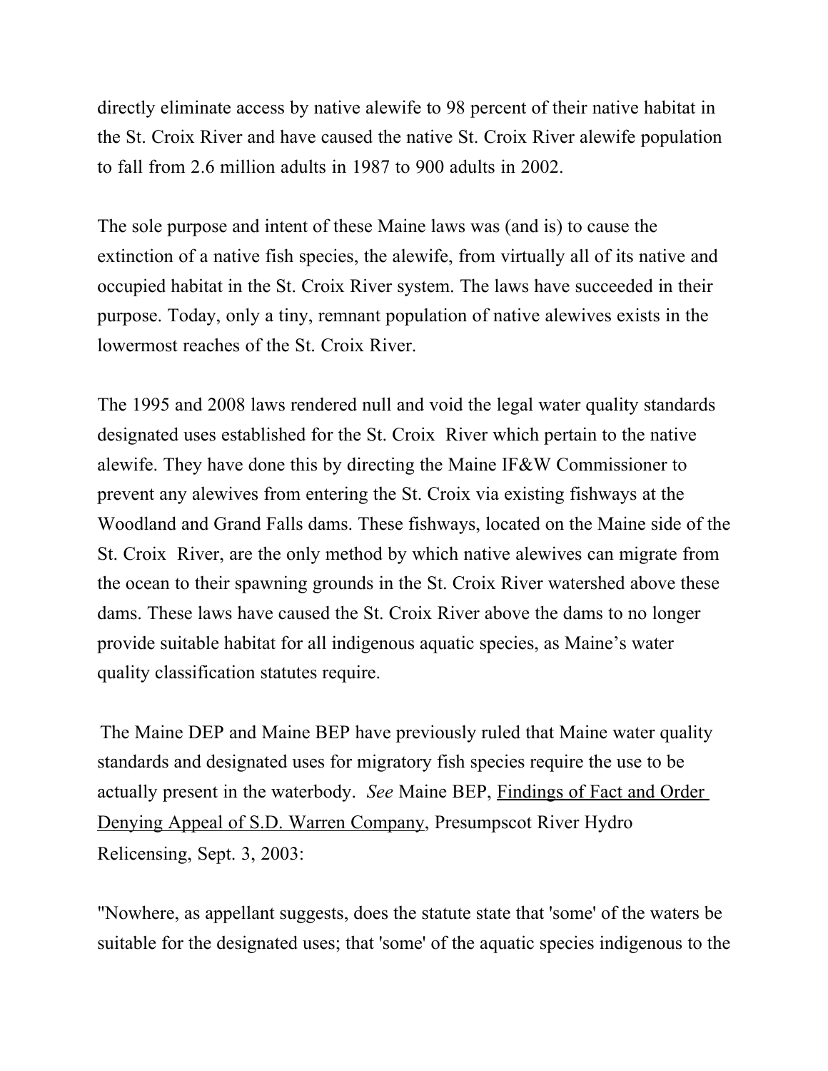directly eliminate access by native alewife to 98 percent of their native habitat in the St. Croix River and have caused the native St. Croix River alewife population to fall from 2.6 million adults in 1987 to 900 adults in 2002.

The sole purpose and intent of these Maine laws was (and is) to cause the extinction of a native fish species, the alewife, from virtually all of its native and occupied habitat in the St. Croix River system. The laws have succeeded in their purpose. Today, only a tiny, remnant population of native alewives exists in the lowermost reaches of the St. Croix River.

The 1995 and 2008 laws rendered null and void the legal water quality standards designated uses established for the St. Croix River which pertain to the native alewife. They have done this by directing the Maine IF&W Commissioner to prevent any alewives from entering the St. Croix via existing fishways at the Woodland and Grand Falls dams. These fishways, located on the Maine side of the St. Croix River, are the only method by which native alewives can migrate from the ocean to their spawning grounds in the St. Croix River watershed above these dams. These laws have caused the St. Croix River above the dams to no longer provide suitable habitat for all indigenous aquatic species, as Maine's water quality classification statutes require.

The Maine DEP and Maine BEP have previously ruled that Maine water quality standards and designated uses for migratory fish species require the use to be actually present in the waterbody. *See* Maine BEP, Findings of Fact and Order Denying Appeal of S.D. Warren Company, Presumpscot River Hydro Relicensing, Sept. 3, 2003:

"Nowhere, as appellant suggests, does the statute state that 'some' of the waters be suitable for the designated uses; that 'some' of the aquatic species indigenous to the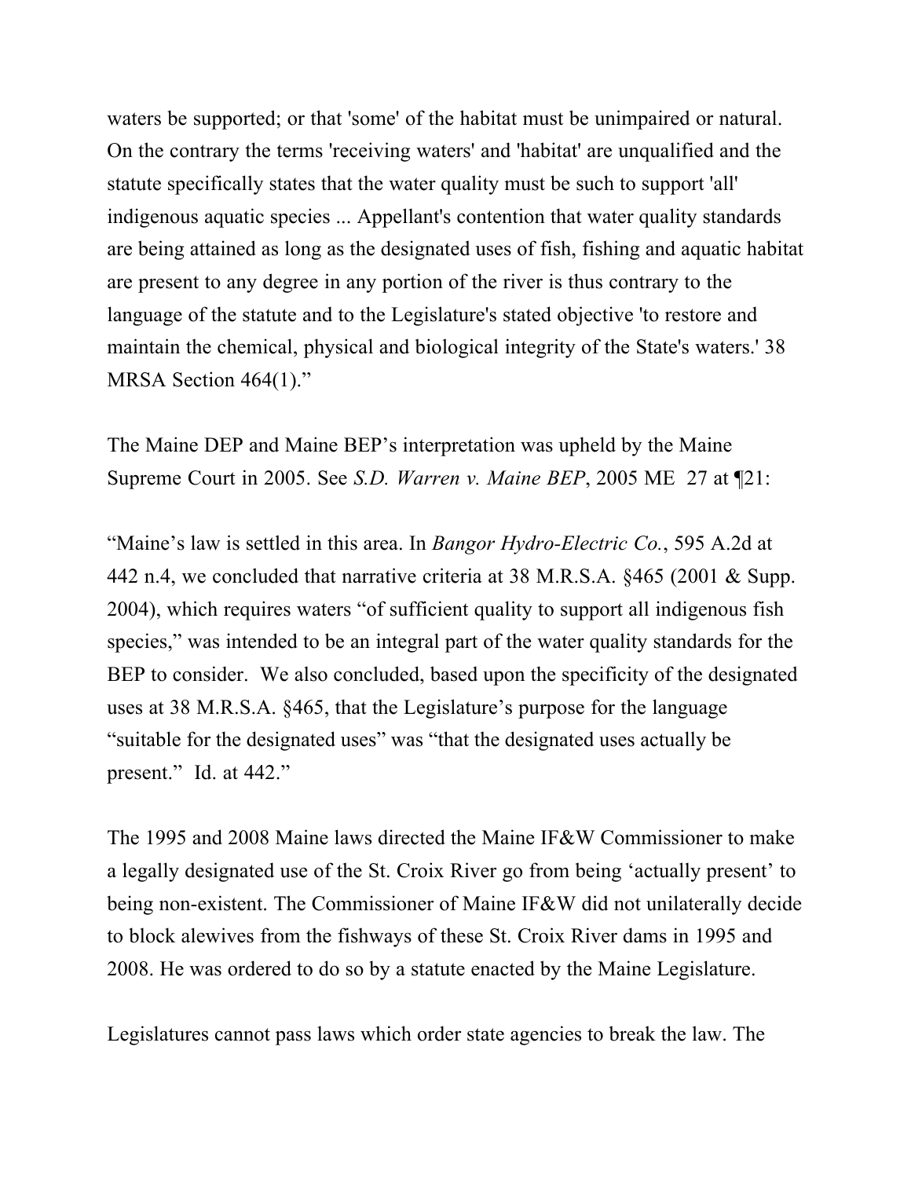waters be supported; or that 'some' of the habitat must be unimpaired or natural. On the contrary the terms 'receiving waters' and 'habitat' are unqualified and the statute specifically states that the water quality must be such to support 'all' indigenous aquatic species ... Appellant's contention that water quality standards are being attained as long as the designated uses of fish, fishing and aquatic habitat are present to any degree in any portion of the river is thus contrary to the language of the statute and to the Legislature's stated objective 'to restore and maintain the chemical, physical and biological integrity of the State's waters.' 38 MRSA Section 464(1)."

The Maine DEP and Maine BEP's interpretation was upheld by the Maine Supreme Court in 2005. See *S.D. Warren v. Maine BEP*, 2005 ME 27 at ¶21:

"Maine's law is settled in this area. In *Bangor Hydro-Electric Co.*, 595 A.2d at 442 n.4, we concluded that narrative criteria at 38 M.R.S.A. §465 (2001 & Supp. 2004), which requires waters "of sufficient quality to support all indigenous fish species," was intended to be an integral part of the water quality standards for the BEP to consider. We also concluded, based upon the specificity of the designated uses at 38 M.R.S.A. §465, that the Legislature's purpose for the language "suitable for the designated uses" was "that the designated uses actually be present." Id. at 442."

The 1995 and 2008 Maine laws directed the Maine IF&W Commissioner to make a legally designated use of the St. Croix River go from being 'actually present' to being non-existent. The Commissioner of Maine IF&W did not unilaterally decide to block alewives from the fishways of these St. Croix River dams in 1995 and 2008. He was ordered to do so by a statute enacted by the Maine Legislature.

Legislatures cannot pass laws which order state agencies to break the law. The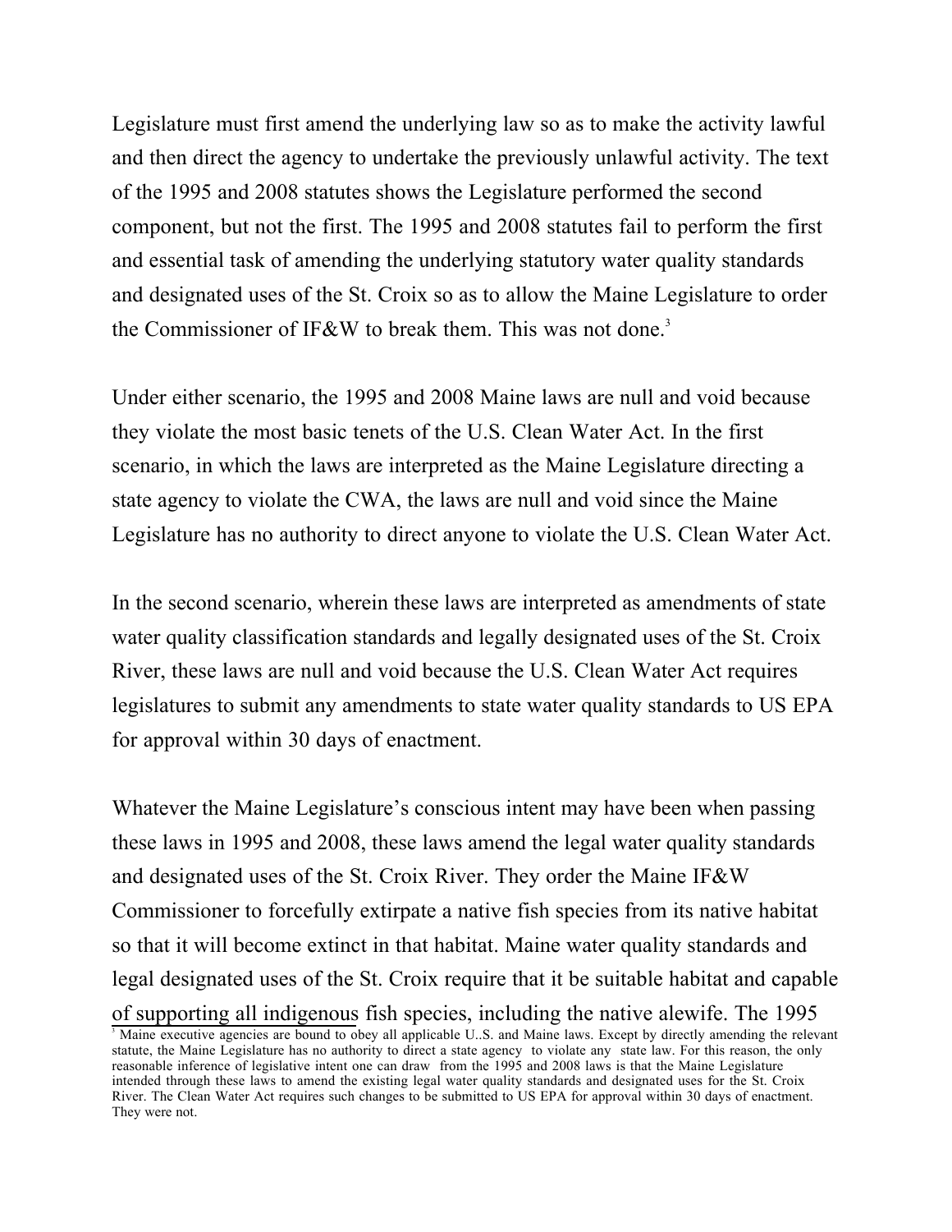Legislature must first amend the underlying law so as to make the activity lawful and then direct the agency to undertake the previously unlawful activity. The text of the 1995 and 2008 statutes shows the Legislature performed the second component, but not the first. The 1995 and 2008 statutes fail to perform the first and essential task of amending the underlying statutory water quality standards and designated uses of the St. Croix so as to allow the Maine Legislature to order the Commissioner of IF&W to break them. This was not done.[3]

Under either scenario, the 1995 and 2008 Maine laws are null and void because they violate the most basic tenets of the U.S. Clean Water Act. In the first scenario, in which the laws are interpreted as the Maine Legislature directing a state agency to violate the CWA, the laws are null and void since the Maine Legislature has no authority to direct anyone to violate the U.S. Clean Water Act.

In the second scenario, wherein these laws are interpreted as amendments of state water quality classification standards and legally designated uses of the St. Croix River, these laws are null and void because the U.S. Clean Water Act requires legislatures to submit any amendments to state water quality standards to US EPA for approval within 30 days of enactment.

Whatever the Maine Legislature's conscious intent may have been when passing these laws in 1995 and 2008, these laws amend the legal water quality standards and designated uses of the St. Croix River. They order the Maine IF&W Commissioner to forcefully extirpate a native fish species from its native habitat so that it will become extinct in that habitat. Maine water quality standards and legal designated uses of the St. Croix require that it be suitable habitat and capable <u>of supporting all indigenous</u> fish species, including the native alewife. The 1995

[3] Maine executive agencies are bound to obey all applicable U..S. and Maine laws. Except by directly amending the relevant statute, the Maine Legislature has no authority to direct a state agency to violate any state law. For this reason, the only reasonable inference of legislative intent one can draw from the 1995 and 2008 laws is that the Maine Legislature intended through these laws to amend the existing legal water quality standards and designated uses for the St. Croix River. The Clean Water Act requires such changes to be submitted to US EPA for approval within 30 days of enactment. They were not.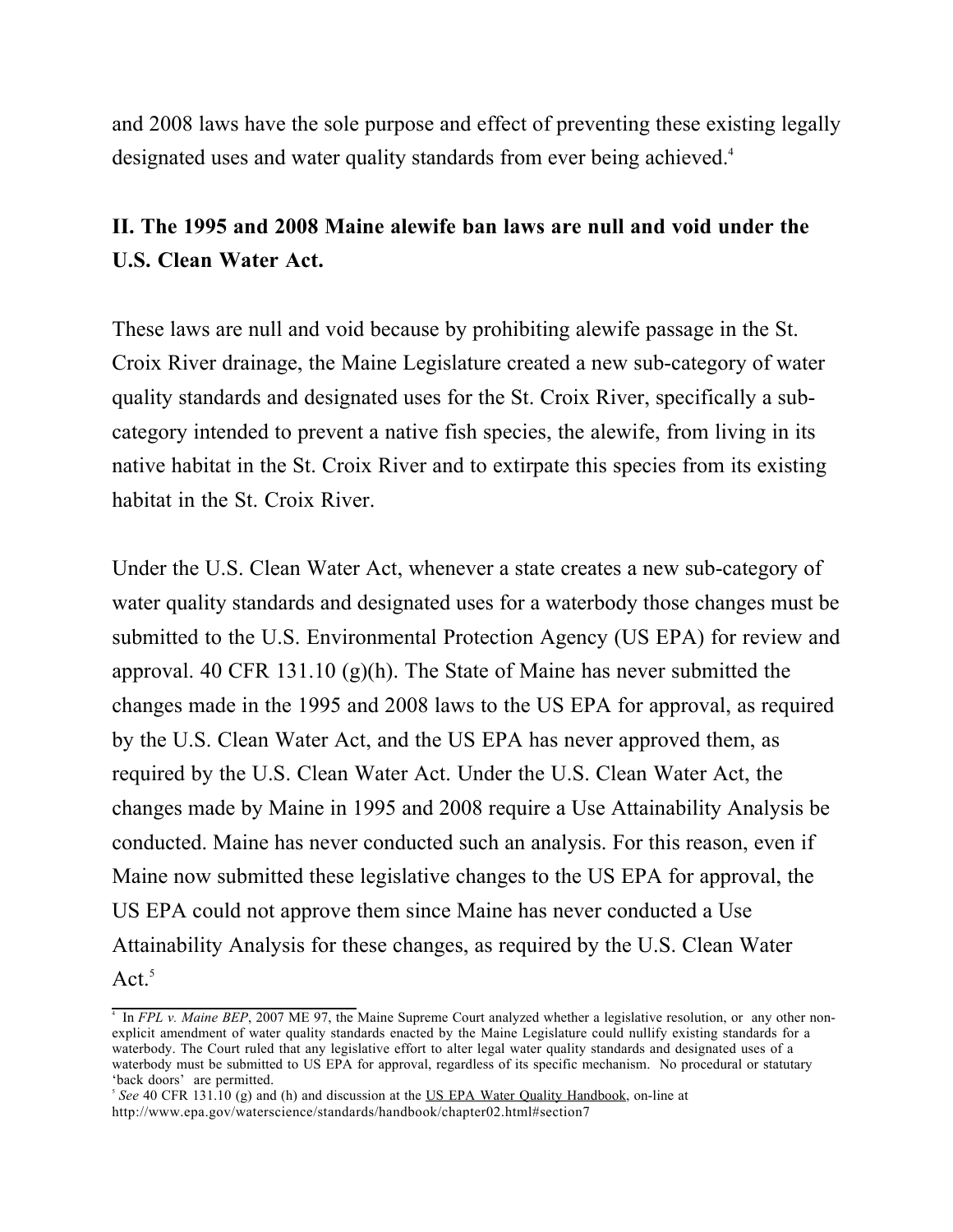and 2008 laws have the sole purpose and effect of preventing these existing legally designated uses and water quality standards from ever being achieved.[4]

## II. The 1995 and 2008 Maine alewife ban laws are null and void under the U.S. Clean Water Act.

These laws are null and void because by prohibiting alewife passage in the St. Croix River drainage, the Maine Legislature created a new sub-category of water quality standards and designated uses for the St. Croix River, specifically a sub-category intended to prevent a native fish species, the alewife, from living in its native habitat in the St. Croix River and to extirpate this species from its existing habitat in the St. Croix River.

Under the U.S. Clean Water Act, whenever a state creates a new sub-category of water quality standards and designated uses for a waterbody those changes must be submitted to the U.S. Environmental Protection Agency (US EPA) for review and approval. 40 CFR 131.10 (g)(h). The State of Maine has never submitted the changes made in the 1995 and 2008 laws to the US EPA for approval, as required by the U.S. Clean Water Act, and the US EPA has never approved them, as required by the U.S. Clean Water Act. Under the U.S. Clean Water Act, the changes made by Maine in 1995 and 2008 require a Use Attainability Analysis be conducted. Maine has never conducted such an analysis. For this reason, even if Maine now submitted these legislative changes to the US EPA for approval, the US EPA could not approve them since Maine has never conducted a Use Attainability Analysis for these changes, as required by the U.S. Clean Water Act.[5]

---

[4] In *FPL v. Maine BEP*, 2007 ME 97, the Maine Supreme Court analyzed whether a legislative resolution, or any other non-explicit amendment of water quality standards enacted by the Maine Legislature could nullify existing standards for a waterbody. The Court ruled that any legislative effort to alter legal water quality standards and designated uses of a waterbody must be submitted to US EPA for approval, regardless of its specific mechanism. No procedural or statutary 'back doors' are permitted.

[5] *See* 40 CFR 131.10 (g) and (h) and discussion at the US EPA Water Quality Handbook, on-line at http://www.epa.gov/waterscience/standards/handbook/chapter02.html#section7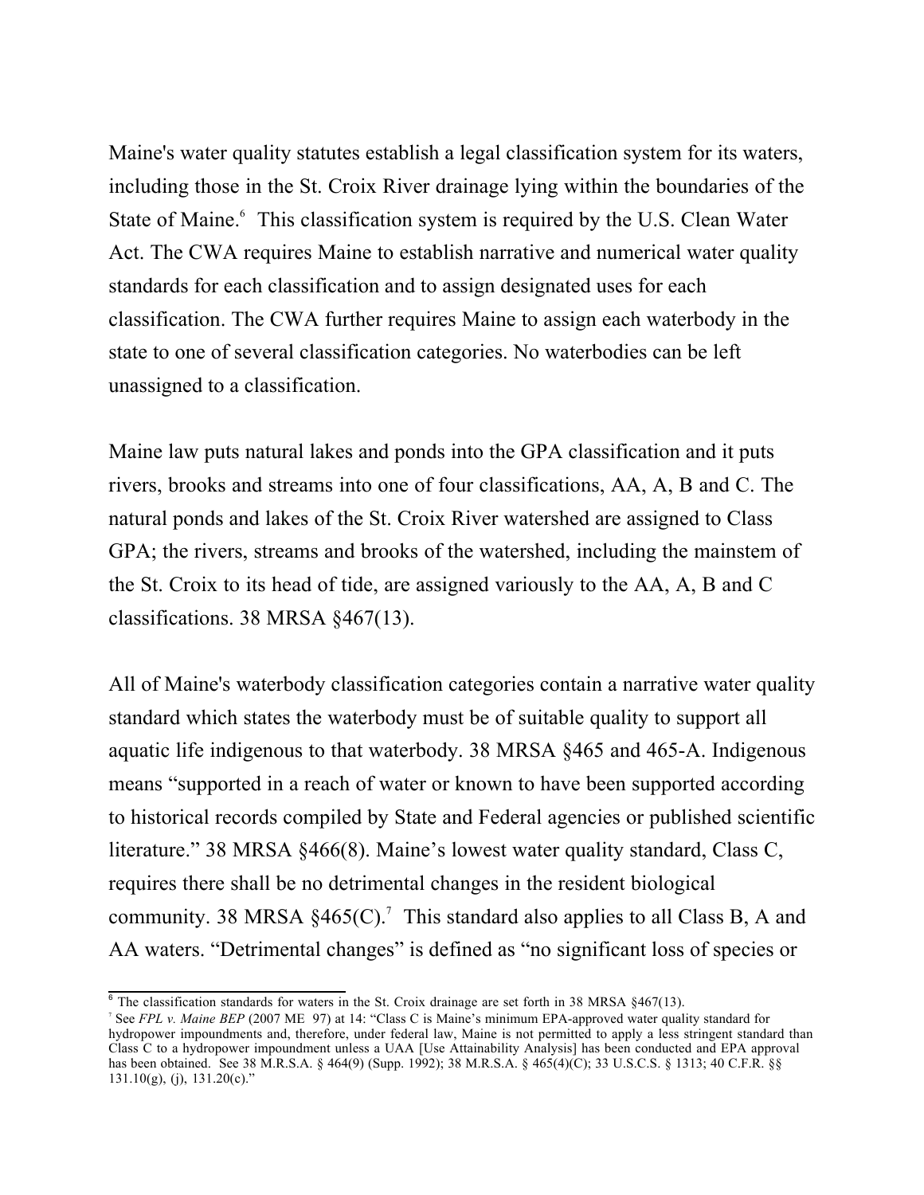Maine's water quality statutes establish a legal classification system for its waters, including those in the St. Croix River drainage lying within the boundaries of the State of Maine.[6] This classification system is required by the U.S. Clean Water Act. The CWA requires Maine to establish narrative and numerical water quality standards for each classification and to assign designated uses for each classification. The CWA further requires Maine to assign each waterbody in the state to one of several classification categories. No waterbodies can be left unassigned to a classification.

Maine law puts natural lakes and ponds into the GPA classification and it puts rivers, brooks and streams into one of four classifications, AA, A, B and C. The natural ponds and lakes of the St. Croix River watershed are assigned to Class GPA; the rivers, streams and brooks of the watershed, including the mainstem of the St. Croix to its head of tide, are assigned variously to the AA, A, B and C classifications. 38 MRSA §467(13).

All of Maine's waterbody classification categories contain a narrative water quality standard which states the waterbody must be of suitable quality to support all aquatic life indigenous to that waterbody. 38 MRSA §465 and 465-A. Indigenous means "supported in a reach of water or known to have been supported according to historical records compiled by State and Federal agencies or published scientific literature." 38 MRSA §466(8). Maine's lowest water quality standard, Class C, requires there shall be no detrimental changes in the resident biological community. 38 MRSA §465(C).[7] This standard also applies to all Class B, A and AA waters. "Detrimental changes" is defined as "no significant loss of species or

---

[6] The classification standards for waters in the St. Croix drainage are set forth in 38 MRSA §467(13).

[7] See *FPL v. Maine BEP* (2007 ME 97) at 14: "Class C is Maine's minimum EPA-approved water quality standard for hydropower impoundments and, therefore, under federal law, Maine is not permitted to apply a less stringent standard than Class C to a hydropower impoundment unless a UAA [Use Attainability Analysis] has been conducted and EPA approval has been obtained. See 38 M.R.S.A. § 464(9) (Supp. 1992); 38 M.R.S.A. § 465(4)(C); 33 U.S.C.S. § 1313; 40 C.F.R. §§ 131.10(g), (j), 131.20(c)."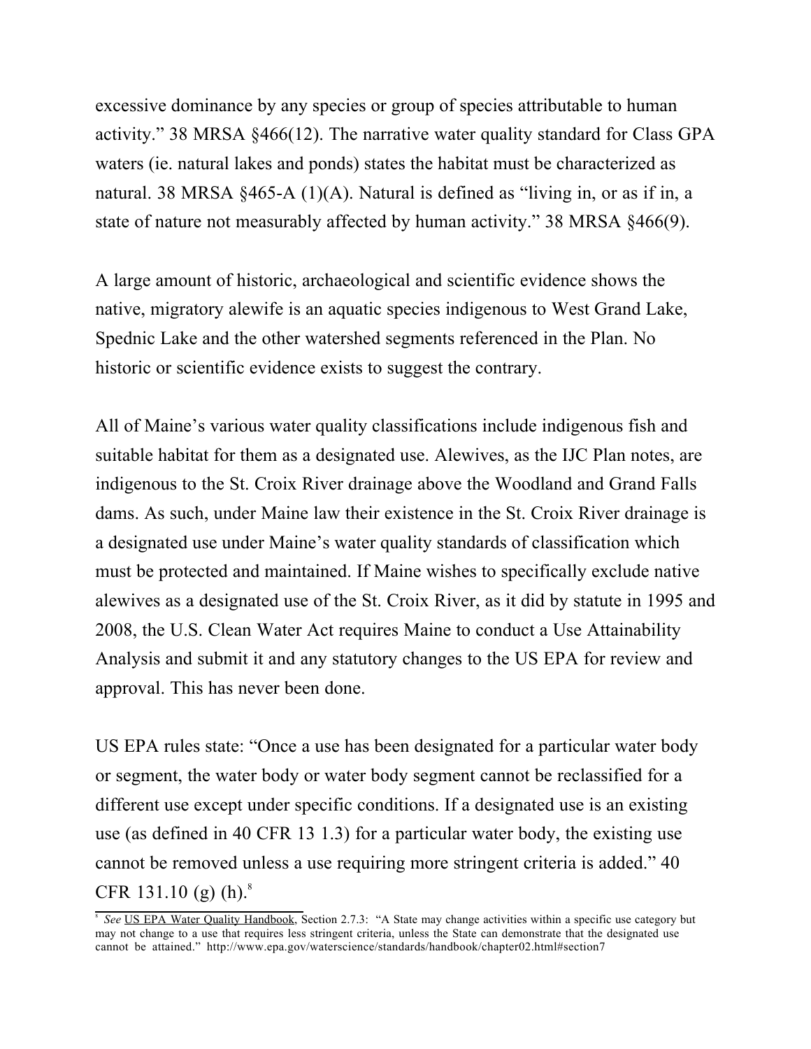excessive dominance by any species or group of species attributable to human activity." 38 MRSA §466(12). The narrative water quality standard for Class GPA waters (ie. natural lakes and ponds) states the habitat must be characterized as natural. 38 MRSA §465-A (1)(A). Natural is defined as "living in, or as if in, a state of nature not measurably affected by human activity." 38 MRSA §466(9).

A large amount of historic, archaeological and scientific evidence shows the native, migratory alewife is an aquatic species indigenous to West Grand Lake, Spednic Lake and the other watershed segments referenced in the Plan. No historic or scientific evidence exists to suggest the contrary.

All of Maine's various water quality classifications include indigenous fish and suitable habitat for them as a designated use. Alewives, as the IJC Plan notes, are indigenous to the St. Croix River drainage above the Woodland and Grand Falls dams. As such, under Maine law their existence in the St. Croix River drainage is a designated use under Maine's water quality standards of classification which must be protected and maintained. If Maine wishes to specifically exclude native alewives as a designated use of the St. Croix River, as it did by statute in 1995 and 2008, the U.S. Clean Water Act requires Maine to conduct a Use Attainability Analysis and submit it and any statutory changes to the US EPA for review and approval. This has never been done.

US EPA rules state: "Once a use has been designated for a particular water body or segment, the water body or water body segment cannot be reclassified for a different use except under specific conditions. If a designated use is an existing use (as defined in 40 CFR 13 1.3) for a particular water body, the existing use cannot be removed unless a use requiring more stringent criteria is added." 40 CFR 131.10 (g) (h).[8]

---

[8] *See* US EPA Water Quality Handbook, Section 2.7.3: "A State may change activities within a specific use category but may not change to a use that requires less stringent criteria, unless the State can demonstrate that the designated use cannot be attained." http://www.epa.gov/waterscience/standards/handbook/chapter02.html#section7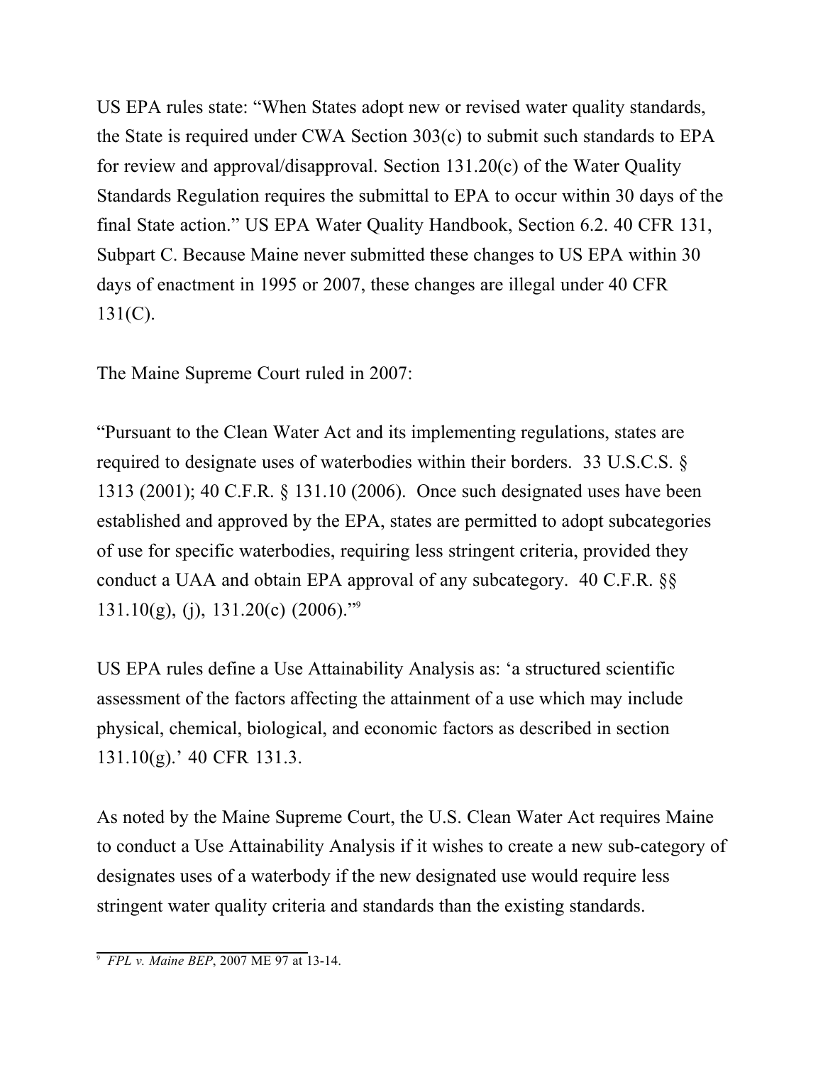US EPA rules state: "When States adopt new or revised water quality standards, the State is required under CWA Section 303(c) to submit such standards to EPA for review and approval/disapproval. Section 131.20(c) of the Water Quality Standards Regulation requires the submittal to EPA to occur within 30 days of the final State action." US EPA Water Quality Handbook, Section 6.2. 40 CFR 131, Subpart C. Because Maine never submitted these changes to US EPA within 30 days of enactment in 1995 or 2007, these changes are illegal under 40 CFR 131(C).

The Maine Supreme Court ruled in 2007:

"Pursuant to the Clean Water Act and its implementing regulations, states are required to designate uses of waterbodies within their borders. 33 U.S.C.S. § 1313 (2001); 40 C.F.R. § 131.10 (2006). Once such designated uses have been established and approved by the EPA, states are permitted to adopt subcategories of use for specific waterbodies, requiring less stringent criteria, provided they conduct a UAA and obtain EPA approval of any subcategory. 40 C.F.R. §§ 131.10(g), (j), 131.20(c) (2006)."[9]

US EPA rules define a Use Attainability Analysis as: 'a structured scientific assessment of the factors affecting the attainment of a use which may include physical, chemical, biological, and economic factors as described in section 131.10(g).' 40 CFR 131.3.

As noted by the Maine Supreme Court, the U.S. Clean Water Act requires Maine to conduct a Use Attainability Analysis if it wishes to create a new sub-category of designates uses of a waterbody if the new designated use would require less stringent water quality criteria and standards than the existing standards.

---

[9] *FPL v. Maine BEP*, 2007 ME 97 at 13-14.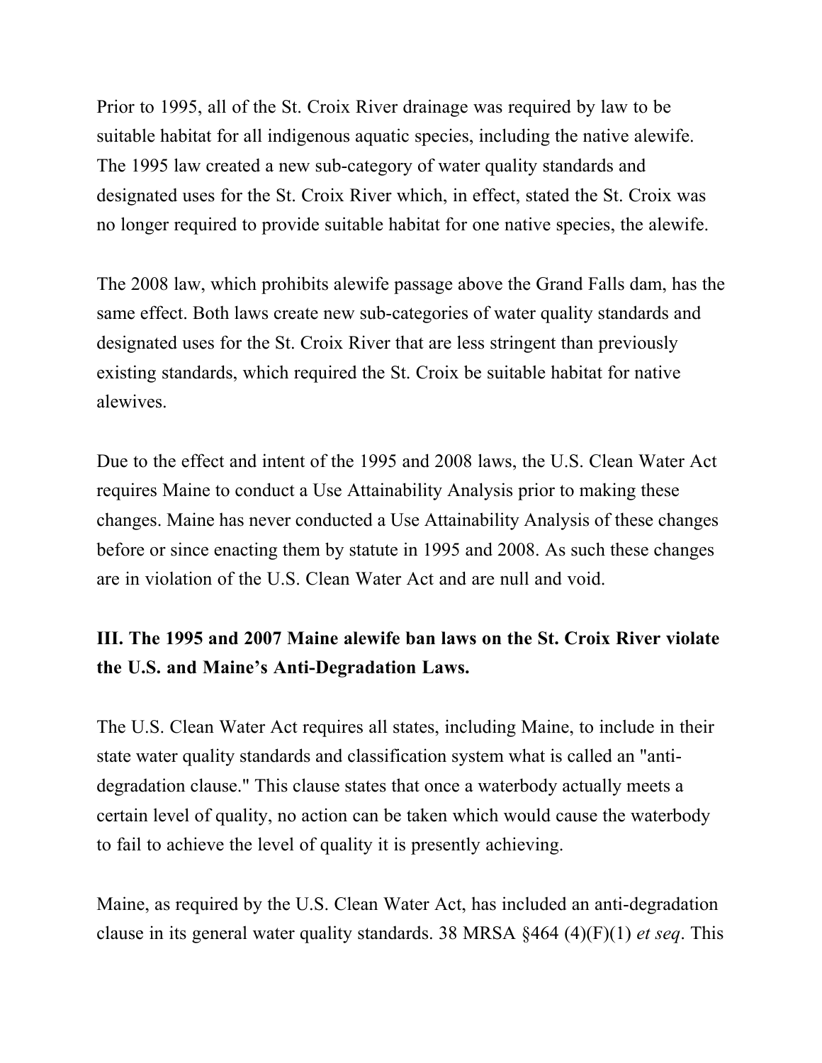Prior to 1995, all of the St. Croix River drainage was required by law to be suitable habitat for all indigenous aquatic species, including the native alewife. The 1995 law created a new sub-category of water quality standards and designated uses for the St. Croix River which, in effect, stated the St. Croix was no longer required to provide suitable habitat for one native species, the alewife.

The 2008 law, which prohibits alewife passage above the Grand Falls dam, has the same effect. Both laws create new sub-categories of water quality standards and designated uses for the St. Croix River that are less stringent than previously existing standards, which required the St. Croix be suitable habitat for native alewives.

Due to the effect and intent of the 1995 and 2008 laws, the U.S. Clean Water Act requires Maine to conduct a Use Attainability Analysis prior to making these changes. Maine has never conducted a Use Attainability Analysis of these changes before or since enacting them by statute in 1995 and 2008. As such these changes are in violation of the U.S. Clean Water Act and are null and void.

### III. The 1995 and 2007 Maine alewife ban laws on the St. Croix River violate the U.S. and Maine's Anti-Degradation Laws.

The U.S. Clean Water Act requires all states, including Maine, to include in their state water quality standards and classification system what is called an "anti-degradation clause." This clause states that once a waterbody actually meets a certain level of quality, no action can be taken which would cause the waterbody to fail to achieve the level of quality it is presently achieving.

Maine, as required by the U.S. Clean Water Act, has included an anti-degradation clause in its general water quality standards. 38 MRSA §464 (4)(F)(1) *et seq*. This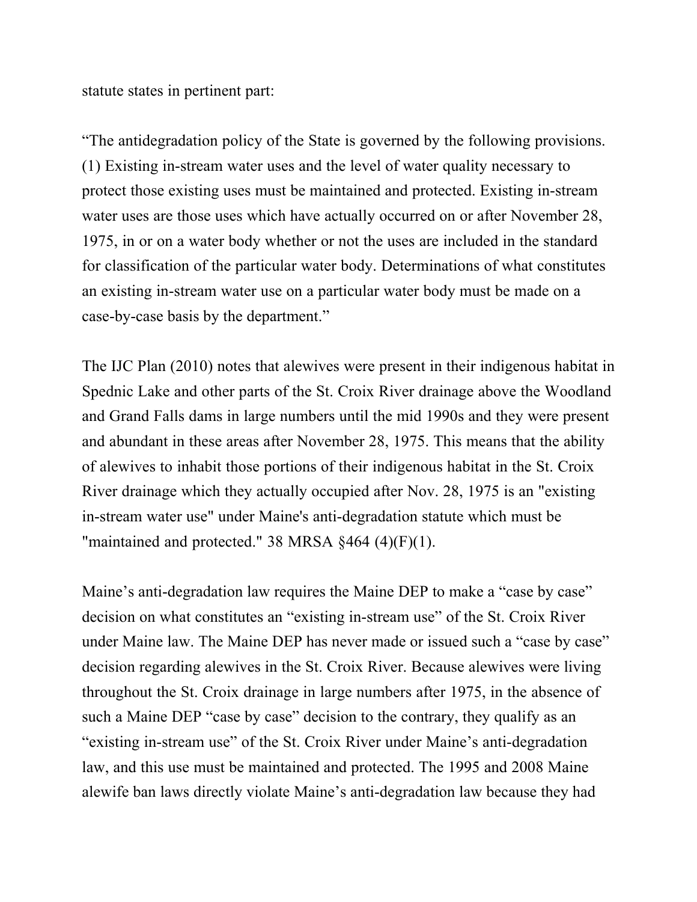statute states in pertinent part:

"The antidegradation policy of the State is governed by the following provisions. (1) Existing in-stream water uses and the level of water quality necessary to protect those existing uses must be maintained and protected. Existing in-stream water uses are those uses which have actually occurred on or after November 28, 1975, in or on a water body whether or not the uses are included in the standard for classification of the particular water body. Determinations of what constitutes an existing in-stream water use on a particular water body must be made on a case-by-case basis by the department."

The IJC Plan (2010) notes that alewives were present in their indigenous habitat in Spednic Lake and other parts of the St. Croix River drainage above the Woodland and Grand Falls dams in large numbers until the mid 1990s and they were present and abundant in these areas after November 28, 1975. This means that the ability of alewives to inhabit those portions of their indigenous habitat in the St. Croix River drainage which they actually occupied after Nov. 28, 1975 is an "existing in-stream water use" under Maine's anti-degradation statute which must be "maintained and protected." 38 MRSA §464 (4)(F)(1).

Maine's anti-degradation law requires the Maine DEP to make a "case by case" decision on what constitutes an "existing in-stream use" of the St. Croix River under Maine law. The Maine DEP has never made or issued such a "case by case" decision regarding alewives in the St. Croix River. Because alewives were living throughout the St. Croix drainage in large numbers after 1975, in the absence of such a Maine DEP "case by case" decision to the contrary, they qualify as an "existing in-stream use" of the St. Croix River under Maine's anti-degradation law, and this use must be maintained and protected. The 1995 and 2008 Maine alewife ban laws directly violate Maine's anti-degradation law because they had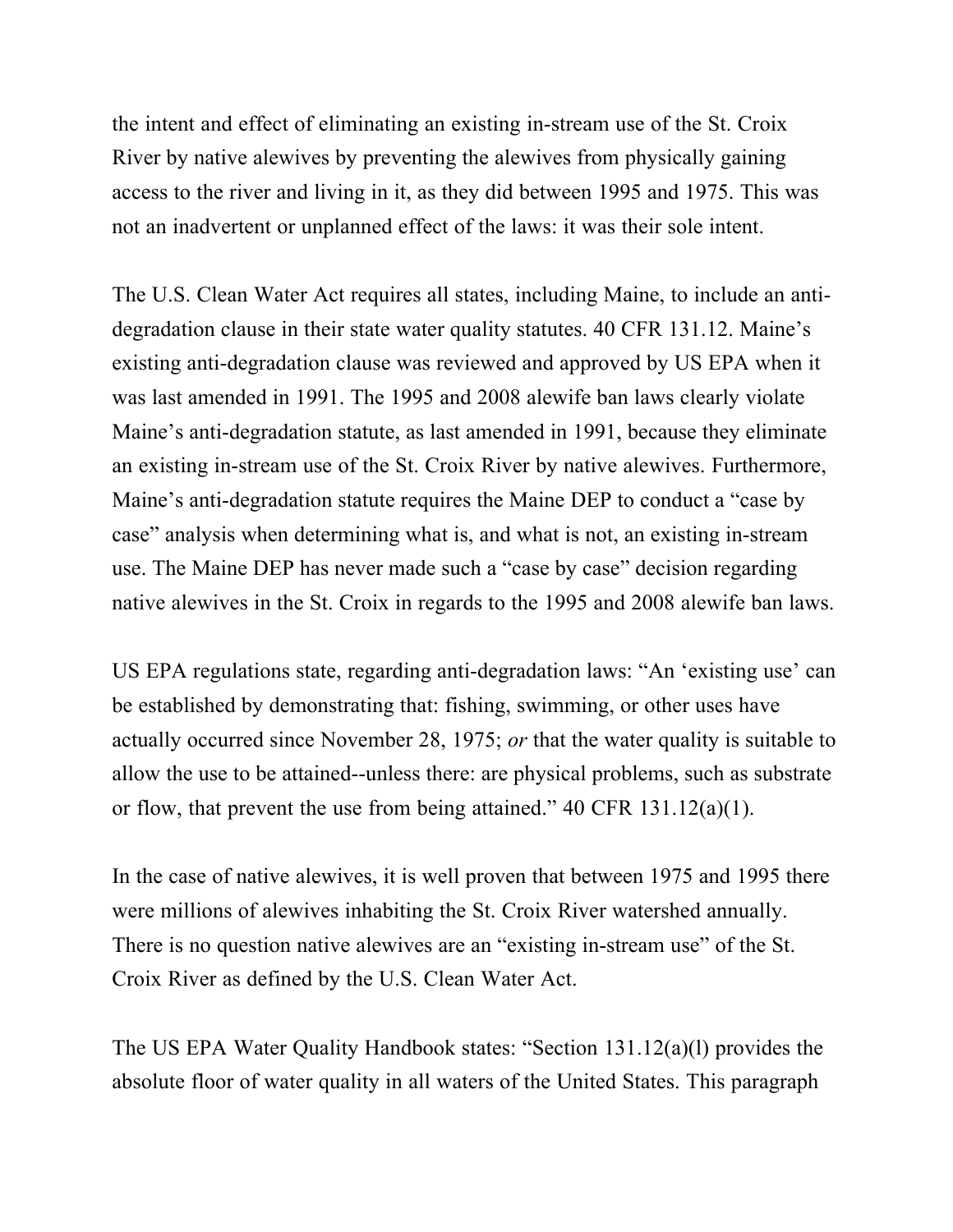the intent and effect of eliminating an existing in-stream use of the St. Croix River by native alewives by preventing the alewives from physically gaining access to the river and living in it, as they did between 1995 and 1975. This was not an inadvertent or unplanned effect of the laws: it was their sole intent.

The U.S. Clean Water Act requires all states, including Maine, to include an anti-degradation clause in their state water quality statutes. 40 CFR 131.12. Maine's existing anti-degradation clause was reviewed and approved by US EPA when it was last amended in 1991. The 1995 and 2008 alewife ban laws clearly violate Maine's anti-degradation statute, as last amended in 1991, because they eliminate an existing in-stream use of the St. Croix River by native alewives. Furthermore, Maine's anti-degradation statute requires the Maine DEP to conduct a "case by case" analysis when determining what is, and what is not, an existing in-stream use. The Maine DEP has never made such a "case by case" decision regarding native alewives in the St. Croix in regards to the 1995 and 2008 alewife ban laws.

US EPA regulations state, regarding anti-degradation laws: "An 'existing use' can be established by demonstrating that: fishing, swimming, or other uses have actually occurred since November 28, 1975; *or* that the water quality is suitable to allow the use to be attained--unless there: are physical problems, such as substrate or flow, that prevent the use from being attained." 40 CFR 131.12(a)(1).

In the case of native alewives, it is well proven that between 1975 and 1995 there were millions of alewives inhabiting the St. Croix River watershed annually. There is no question native alewives are an "existing in-stream use" of the St. Croix River as defined by the U.S. Clean Water Act.

The US EPA Water Quality Handbook states: "Section 131.12(a)(l) provides the absolute floor of water quality in all waters of the United States. This paragraph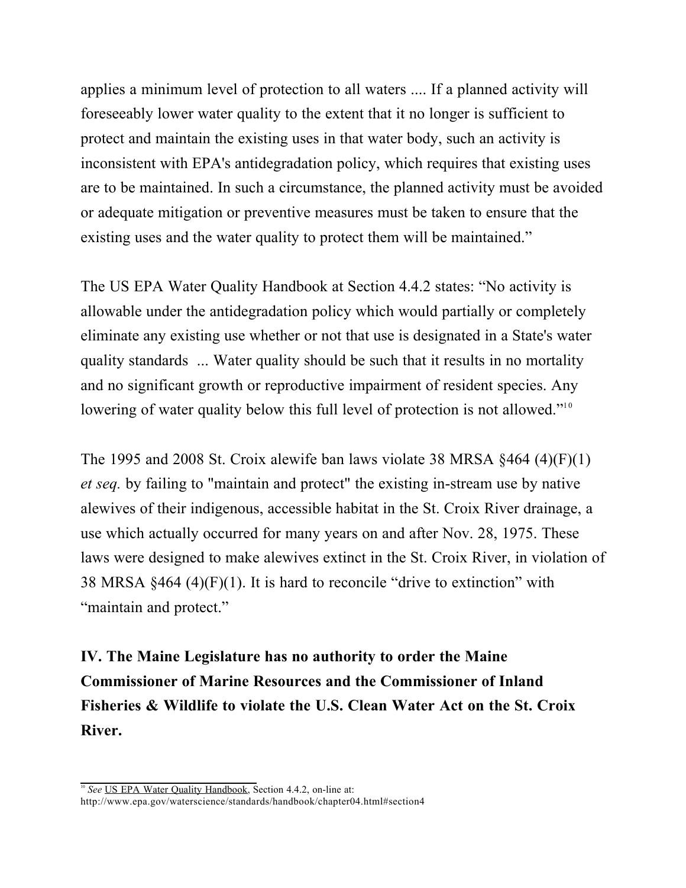applies a minimum level of protection to all waters .... If a planned activity will foreseeably lower water quality to the extent that it no longer is sufficient to protect and maintain the existing uses in that water body, such an activity is inconsistent with EPA's antidegradation policy, which requires that existing uses are to be maintained. In such a circumstance, the planned activity must be avoided or adequate mitigation or preventive measures must be taken to ensure that the existing uses and the water quality to protect them will be maintained."

The US EPA Water Quality Handbook at Section 4.4.2 states: "No activity is allowable under the antidegradation policy which would partially or completely eliminate any existing use whether or not that use is designated in a State's water quality standards ... Water quality should be such that it results in no mortality and no significant growth or reproductive impairment of resident species. Any lowering of water quality below this full level of protection is not allowed."[10]

The 1995 and 2008 St. Croix alewife ban laws violate 38 MRSA §464 (4)(F)(1) *et seq.* by failing to "maintain and protect" the existing in-stream use by native alewives of their indigenous, accessible habitat in the St. Croix River drainage, a use which actually occurred for many years on and after Nov. 28, 1975. These laws were designed to make alewives extinct in the St. Croix River, in violation of 38 MRSA §464 (4)(F)(1). It is hard to reconcile "drive to extinction" with "maintain and protect."

## IV. The Maine Legislature has no authority to order the Maine Commissioner of Marine Resources and the Commissioner of Inland Fisheries & Wildlife to violate the U.S. Clean Water Act on the St. Croix River.

[10] *See* US EPA Water Quality Handbook, Section 4.4.2, on-line at: http://www.epa.gov/waterscience/standards/handbook/chapter04.html#section4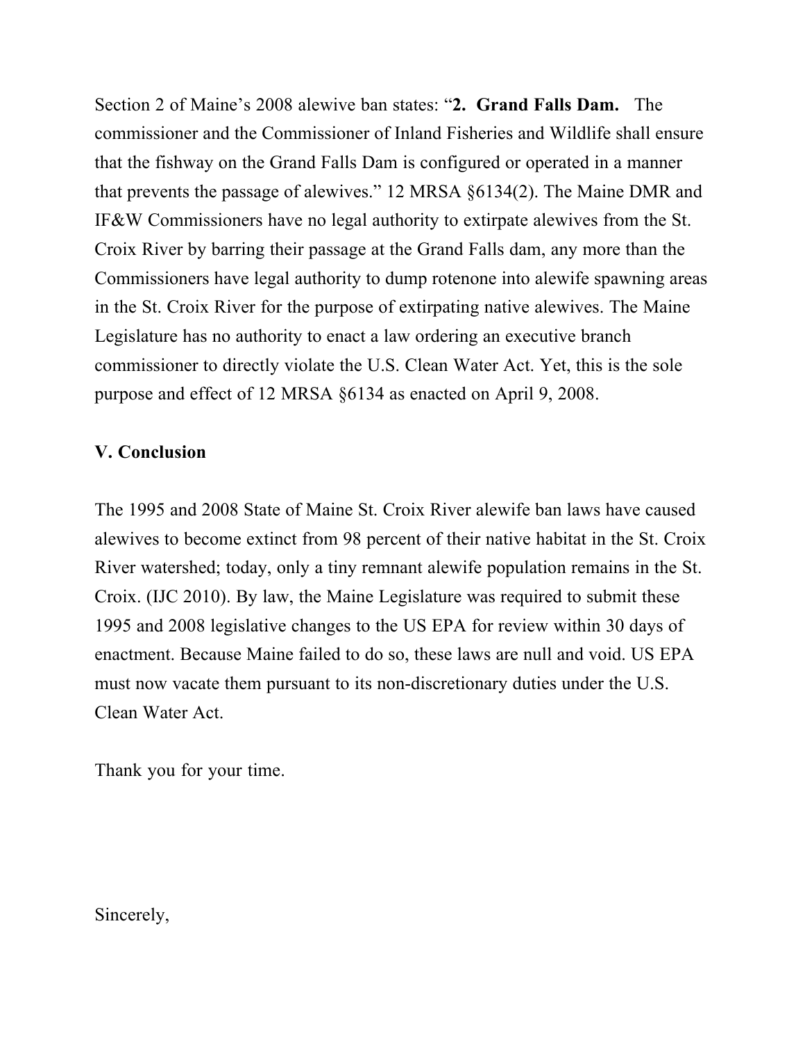Section 2 of Maine's 2008 alewive ban states: "**2. Grand Falls Dam.** The commissioner and the Commissioner of Inland Fisheries and Wildlife shall ensure that the fishway on the Grand Falls Dam is configured or operated in a manner that prevents the passage of alewives." 12 MRSA §6134(2). The Maine DMR and IF&W Commissioners have no legal authority to extirpate alewives from the St. Croix River by barring their passage at the Grand Falls dam, any more than the Commissioners have legal authority to dump rotenone into alewife spawning areas in the St. Croix River for the purpose of extirpating native alewives. The Maine Legislature has no authority to enact a law ordering an executive branch commissioner to directly violate the U.S. Clean Water Act. Yet, this is the sole purpose and effect of 12 MRSA §6134 as enacted on April 9, 2008.

## V. Conclusion

The 1995 and 2008 State of Maine St. Croix River alewife ban laws have caused alewives to become extinct from 98 percent of their native habitat in the St. Croix River watershed; today, only a tiny remnant alewife population remains in the St. Croix. (IJC 2010). By law, the Maine Legislature was required to submit these 1995 and 2008 legislative changes to the US EPA for review within 30 days of enactment. Because Maine failed to do so, these laws are null and void. US EPA must now vacate them pursuant to its non-discretionary duties under the U.S. Clean Water Act.

Thank you for your time.

Sincerely,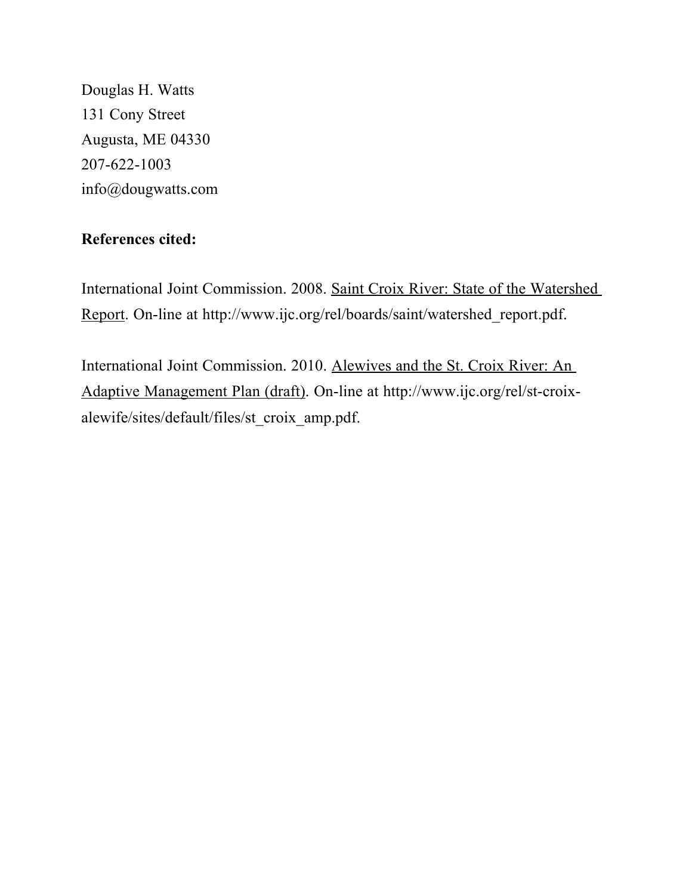Douglas H. Watts
131 Cony Street
Augusta, ME 04330
207-622-1003
info@dougwatts.com

**References cited:**

International Joint Commission. 2008. Saint Croix River: State of the Watershed Report. On-line at http://www.ijc.org/rel/boards/saint/watershed_report.pdf.

International Joint Commission. 2010. Alewives and the St. Croix River: An Adaptive Management Plan (draft). On-line at http://www.ijc.org/rel/st-croix-alewife/sites/default/files/st_croix_amp.pdf.